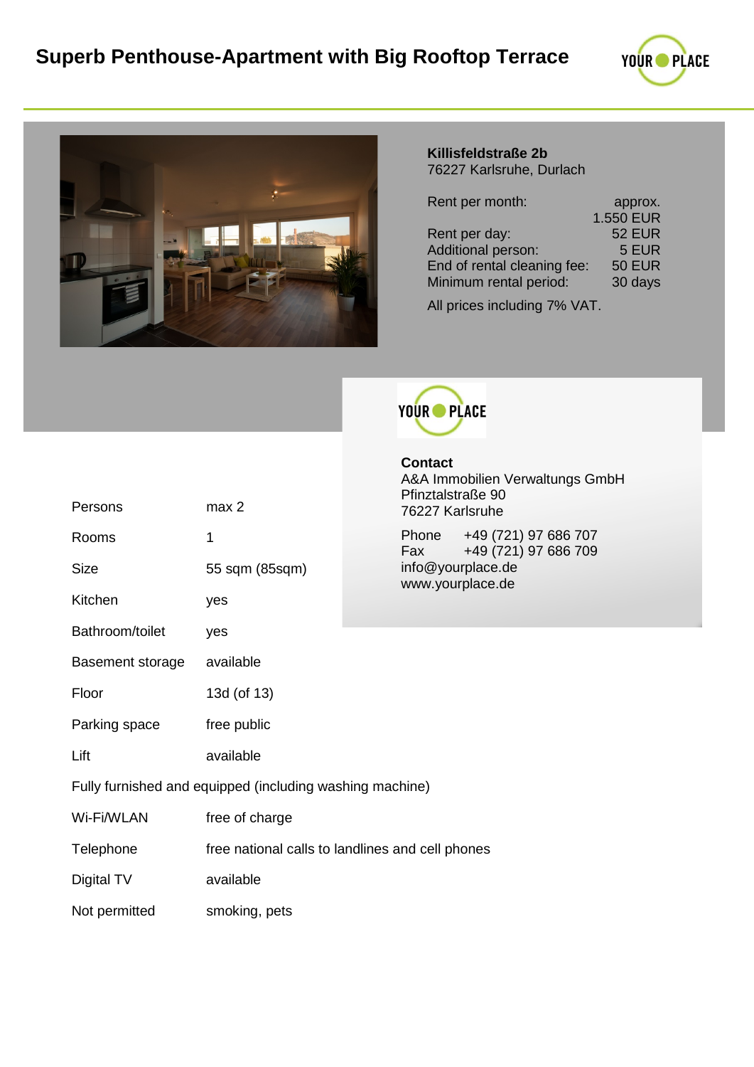# Superb Penthouse-Apartment with Big Rooftop Terrace

**Killisfeldstraße 2b**
76227 Karlsruhe, Durlach

| | |
|---|---|
| Rent per month: | approx. 1.550 EUR |
| Rent per day: | 52 EUR |
| Additional person: | 5 EUR |
| End of rental cleaning fee: | 50 EUR |
| Minimum rental period: | 30 days |

All prices including 7% VAT.

**Contact**
A&A Immobilien Verwaltungs GmbH
Pfinztalstraße 90
76227 Karlsruhe

Phone +49 (721) 97 686 707
Fax +49 (721) 97 686 709
info@yourplace.de
www.yourplace.de

| | |
|---|---|
| Persons | max 2 |
| Rooms | 1 |
| Size | 55 sqm (85sqm) |
| Kitchen | yes |
| Bathroom/toilet | yes |
| Basement storage | available |
| Floor | 13d (of 13) |
| Parking space | free public |
| Lift | available |

Fully furnished and equipped (including washing machine)

| | |
|---|---|
| Wi-Fi/WLAN | free of charge |
| Telephone | free national calls to landlines and cell phones |
| Digital TV | available |
| Not permitted | smoking, pets |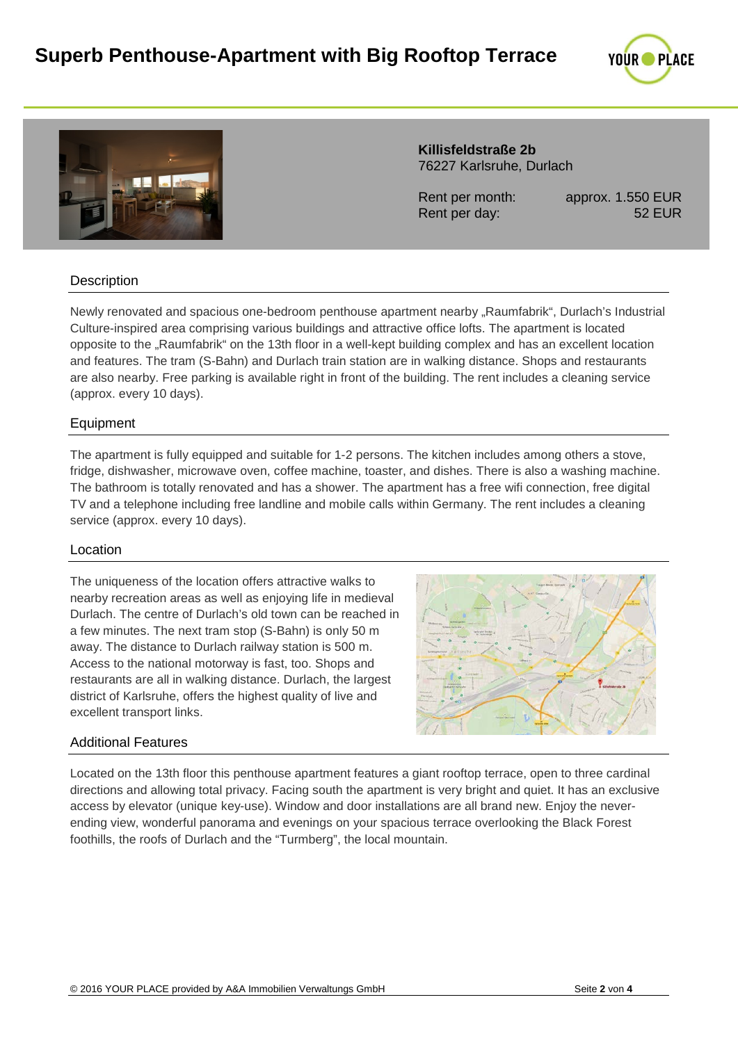# Superb Penthouse-Apartment with Big Rooftop Terrace

**Killisfeldstraße 2b**
76227 Karlsruhe, Durlach

| | |
|---|---|
| Rent per month: | approx. 1.550 EUR |
| Rent per day: | 52 EUR |

## Description

Newly renovated and spacious one-bedroom penthouse apartment nearby „Raumfabrik“, Durlach’s Industrial Culture-inspired area comprising various buildings and attractive office lofts. The apartment is located opposite to the „Raumfabrik“ on the 13th floor in a well-kept building complex and has an excellent location and features. The tram (S-Bahn) and Durlach train station are in walking distance. Shops and restaurants are also nearby. Free parking is available right in front of the building. The rent includes a cleaning service (approx. every 10 days).

## Equipment

The apartment is fully equipped and suitable for 1-2 persons. The kitchen includes among others a stove, fridge, dishwasher, microwave oven, coffee machine, toaster, and dishes. There is also a washing machine. The bathroom is totally renovated and has a shower. The apartment has a free wifi connection, free digital TV and a telephone including free landline and mobile calls within Germany. The rent includes a cleaning service (approx. every 10 days).

## Location

The uniqueness of the location offers attractive walks to nearby recreation areas as well as enjoying life in medieval Durlach. The centre of Durlach’s old town can be reached in a few minutes. The next tram stop (S-Bahn) is only 50 m away. The distance to Durlach railway station is 500 m. Access to the national motorway is fast, too. Shops and restaurants are all in walking distance. Durlach, the largest district of Karlsruhe, offers the highest quality of live and excellent transport links.

## Additional Features

Located on the 13th floor this penthouse apartment features a giant rooftop terrace, open to three cardinal directions and allowing total privacy. Facing south the apartment is very bright and quiet. It has an exclusive access by elevator (unique key-use). Window and door installations are all brand new. Enjoy the never-ending view, wonderful panorama and evenings on your spacious terrace overlooking the Black Forest foothills, the roofs of Durlach and the “Turmberg”, the local mountain.

© 2016 YOUR PLACE provided by A&A Immobilien Verwaltungs GmbH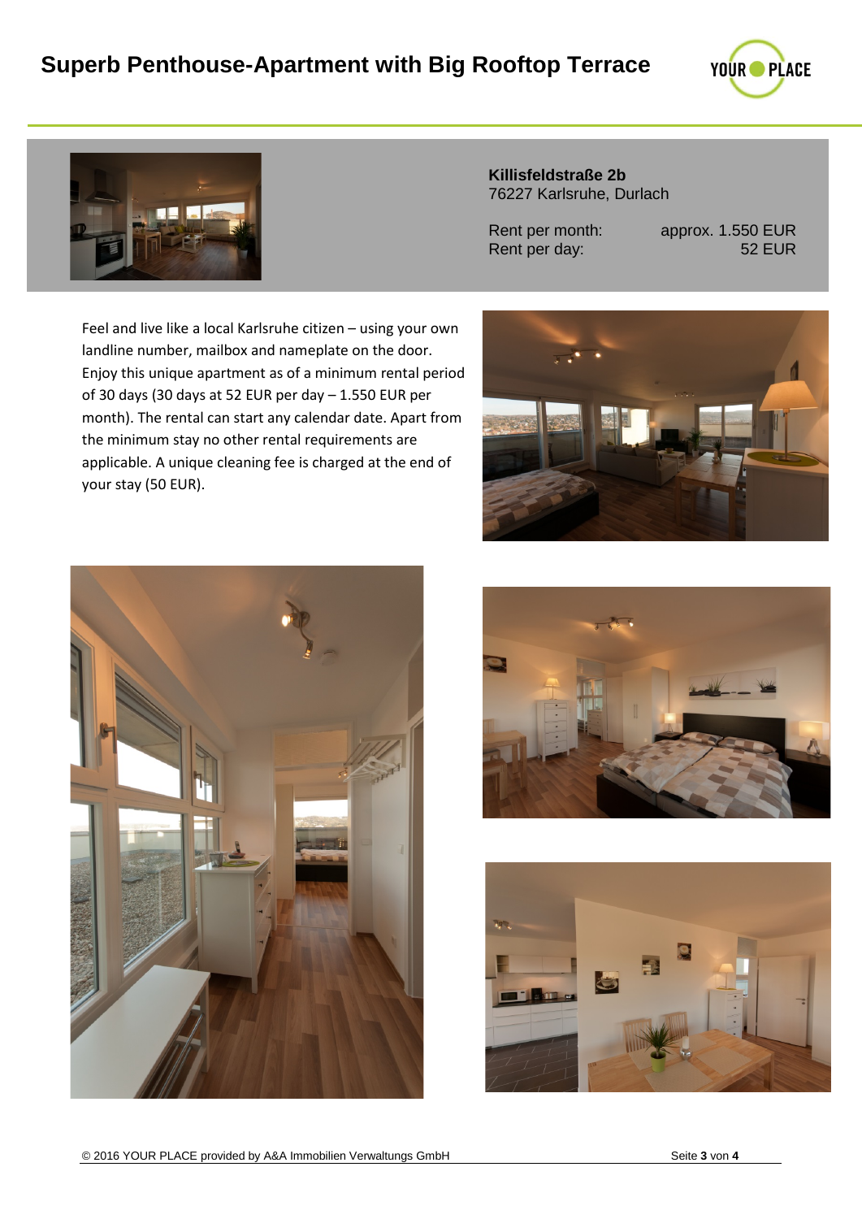# Superb Penthouse-Apartment with Big Rooftop Terrace

**Killisfeldstraße 2b**
76227 Karlsruhe, Durlach

| | |
|---|---|
| Rent per month: | approx. 1.550 EUR |
| Rent per day: | 52 EUR |

Feel and live like a local Karlsruhe citizen – using your own landline number, mailbox and nameplate on the door. Enjoy this unique apartment as of a minimum rental period of 30 days (30 days at 52 EUR per day – 1.550 EUR per month). The rental can start any calendar date. Apart from the minimum stay no other rental requirements are applicable. A unique cleaning fee is charged at the end of your stay (50 EUR).

© 2016 YOUR PLACE provided by A&A Immobilien Verwaltungs GmbH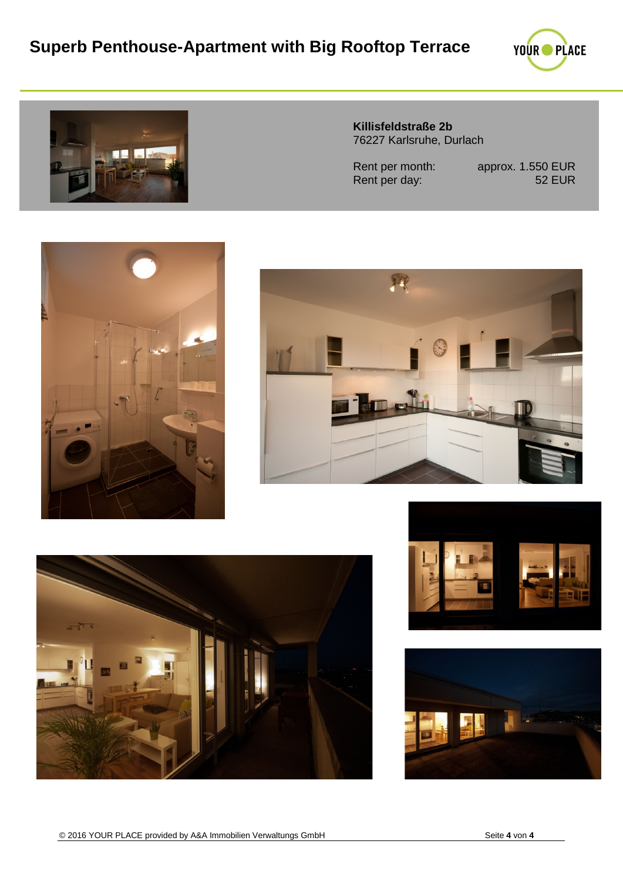# Superbe Penthouse-Apartment with Big Rooftop Terrace

**Killisfeldstraße 2b**
76227 Karlsruhe, Durlach

| | |
|---|---|
| Rent per month: | approx. 1.550 EUR |
| Rent per day: | 52 EUR |

© 2016 YOUR PLACE provided by A&A Immobilien Verwaltungs GmbH